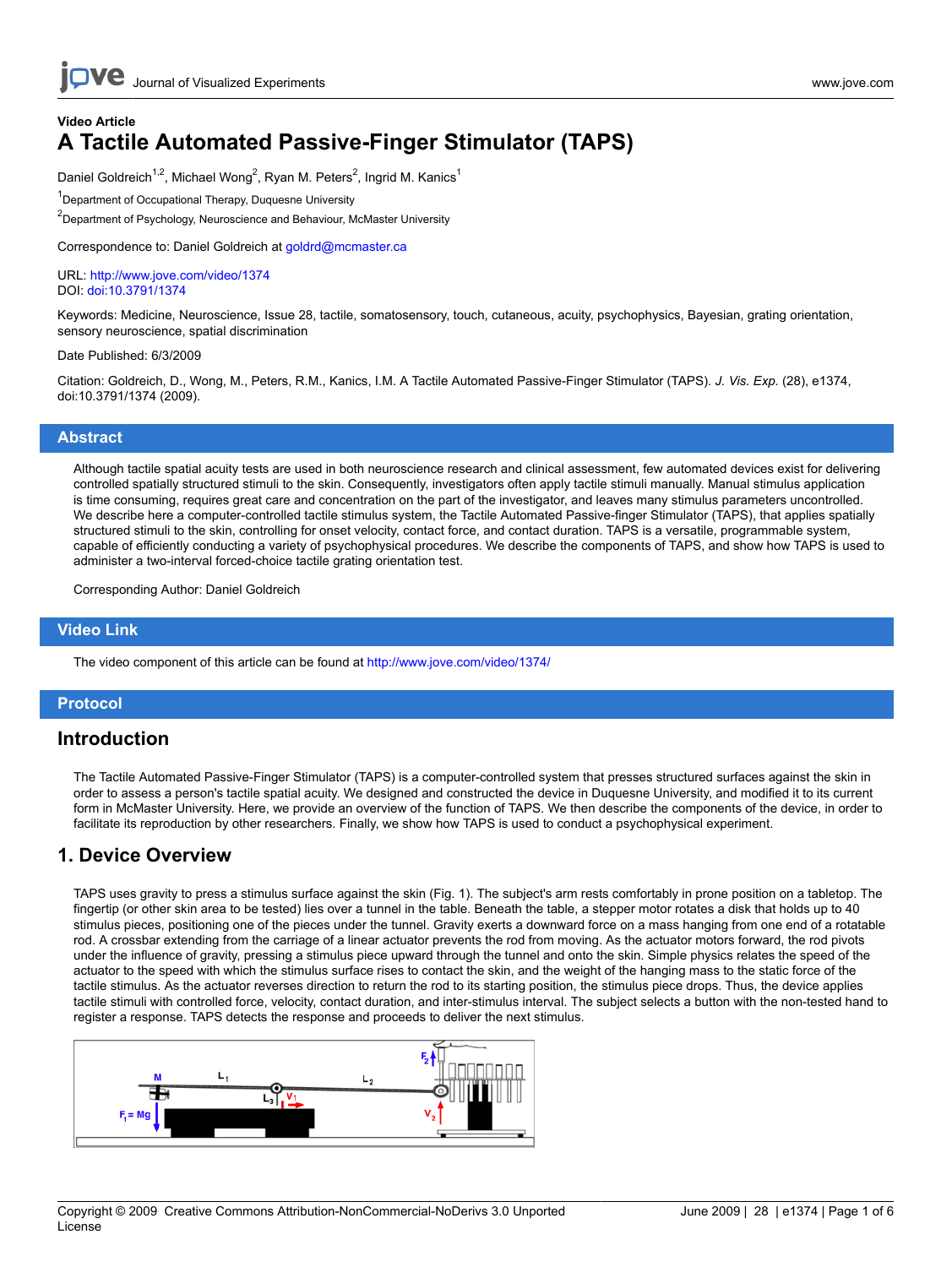Video Article

# A Tactile Automated Passive-Finger Stimulator (TAPS)

Daniel Goldreich[1,2], Michael Wong[2], Ryan M. Peters[2], Ingrid M. Kanics[1]

[1]Department of Occupational Therapy, Duquesne University

[2]Department of Psychology, Neuroscience and Behaviour, McMaster University

Correspondence to: Daniel Goldreich at goldrd@mcmaster.ca

URL: http://www.jove.com/video/1374
DOI: doi:10.3791/1374

Keywords: Medicine, Neuroscience, Issue 28, tactile, somatosensory, touch, cutaneous, acuity, psychophysics, Bayesian, grating orientation, sensory neuroscience, spatial discrimination

Date Published: 6/3/2009

Citation: Goldreich, D., Wong, M., Peters, R.M., Kanics, I.M. A Tactile Automated Passive-Finger Stimulator (TAPS). *J. Vis. Exp.* (28), e1374, doi:10.3791/1374 (2009).

## Abstract

Although tactile spatial acuity tests are used in both neuroscience research and clinical assessment, few automated devices exist for delivering controlled spatially structured stimuli to the skin. Consequently, investigators often apply tactile stimuli manually. Manual stimulus application is time consuming, requires great care and concentration on the part of the investigator, and leaves many stimulus parameters uncontrolled. We describe here a computer-controlled tactile stimulus system, the Tactile Automated Passive-finger Stimulator (TAPS), that applies spatially structured stimuli to the skin, controlling for onset velocity, contact force, and contact duration. TAPS is a versatile, programmable system, capable of efficiently conducting a variety of psychophysical procedures. We describe the components of TAPS, and show how TAPS is used to administer a two-interval forced-choice tactile grating orientation test.

Corresponding Author: Daniel Goldreich

## Video Link

The video component of this article can be found at http://www.jove.com/video/1374/

## Protocol

## Introduction

The Tactile Automated Passive-Finger Stimulator (TAPS) is a computer-controlled system that presses structured surfaces against the skin in order to assess a person's tactile spatial acuity. We designed and constructed the device in Duquesne University, and modified it to its current form in McMaster University. Here, we provide an overview of the function of TAPS. We then describe the components of the device, in order to facilitate its reproduction by other researchers. Finally, we show how TAPS is used to conduct a psychophysical experiment.

## 1. Device Overview

TAPS uses gravity to press a stimulus surface against the skin (Fig. 1). The subject's arm rests comfortably in prone position on a tabletop. The fingertip (or other skin area to be tested) lies over a tunnel in the table. Beneath the table, a stepper motor rotates a disk that holds up to 40 stimulus pieces, positioning one of the pieces under the tunnel. Gravity exerts a downward force on a mass hanging from one end of a rotatable rod. A crossbar extending from the carriage of a linear actuator prevents the rod from moving. As the actuator motors forward, the rod pivots under the influence of gravity, pressing a stimulus piece upward through the tunnel and onto the skin. Simple physics relates the speed of the actuator to the speed with which the stimulus surface rises to contact the skin, and the weight of the hanging mass to the static force of the tactile stimulus. As the actuator reverses direction to return the rod to its starting position, the stimulus piece drops. Thus, the device applies tactile stimuli with controlled force, velocity, contact duration, and inter-stimulus interval. The subject selects a button with the non-tested hand to register a response. TAPS detects the response and proceeds to deliver the next stimulus.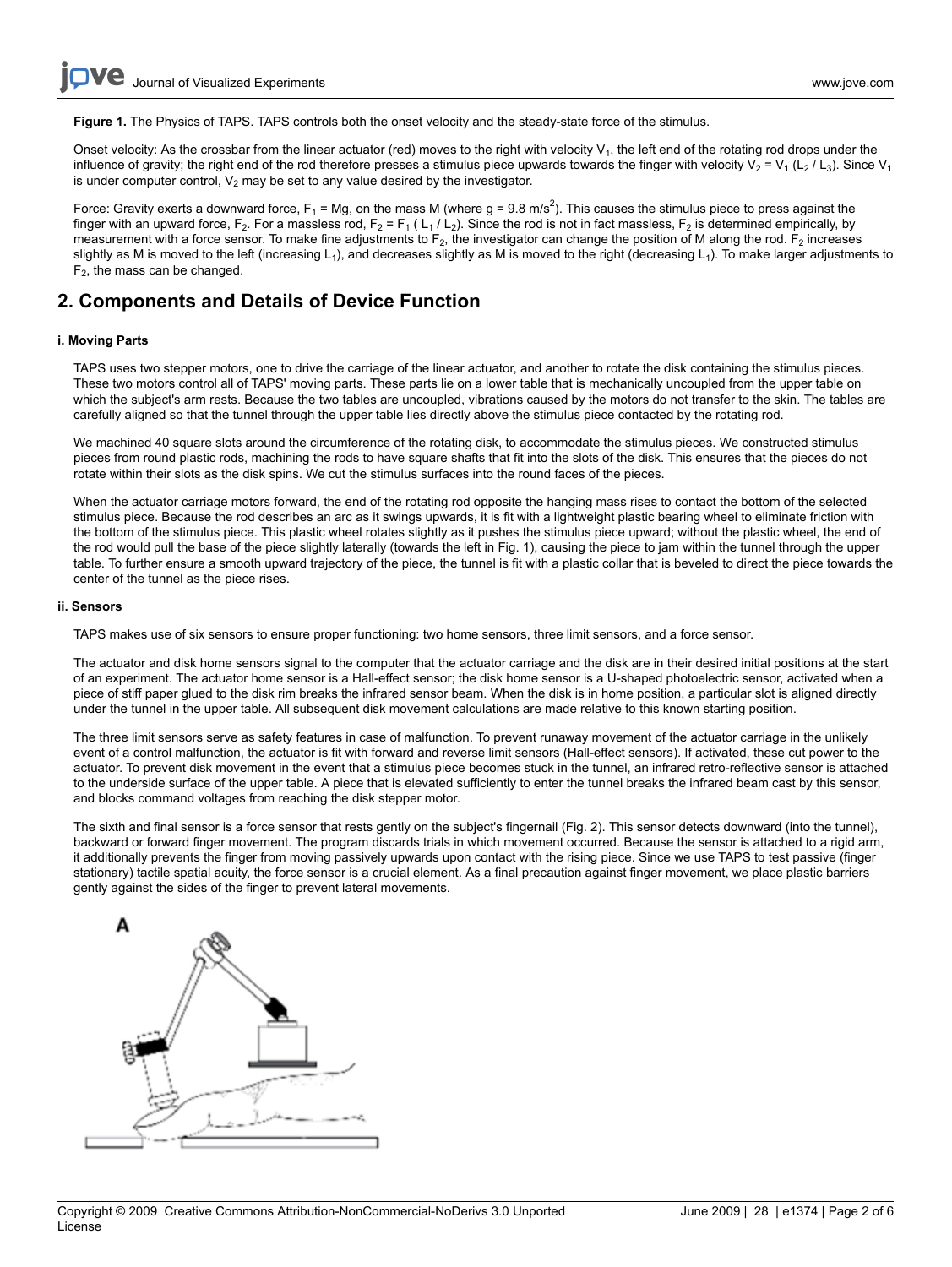**Figure 1.** The Physics of TAPS. TAPS controls both the onset velocity and the steady-state force of the stimulus.

Onset velocity: As the crossbar from the linear actuator (red) moves to the right with velocity $V_1$, the left end of the rotating rod drops under the influence of gravity; the right end of the rod therefore presses a stimulus piece upwards towards the finger with velocity $V_2 = V_1 (L_2 / L_3)$. Since $V_1$ is under computer control, $V_2$ may be set to any value desired by the investigator.

Force: Gravity exerts a downward force, $F_1 = Mg$, on the mass M (where $g = 9.8\ m/s^2$). This causes the stimulus piece to press against the finger with an upward force, $F_2$. For a massless rod, $F_2 = F_1 ( L_1 / L_2)$. Since the rod is not in fact massless, $F_2$ is determined empirically, by measurement with a force sensor. To make fine adjustments to $F_2$, the investigator can change the position of M along the rod. $F_2$ increases slightly as M is moved to the left (increasing $L_1$), and decreases slightly as M is moved to the right (decreasing $L_1$). To make larger adjustments to $F_2$, the mass can be changed.

## 2. Components and Details of Device Function

#### i. Moving Parts

TAPS uses two stepper motors, one to drive the carriage of the linear actuator, and another to rotate the disk containing the stimulus pieces. These two motors control all of TAPS' moving parts. These parts lie on a lower table that is mechanically uncoupled from the upper table on which the subject's arm rests. Because the two tables are uncoupled, vibrations caused by the motors do not transfer to the skin. The tables are carefully aligned so that the tunnel through the upper table lies directly above the stimulus piece contacted by the rotating rod.

We machined 40 square slots around the circumference of the rotating disk, to accommodate the stimulus pieces. We constructed stimulus pieces from round plastic rods, machining the rods to have square shafts that fit into the slots of the disk. This ensures that the pieces do not rotate within their slots as the disk spins. We cut the stimulus surfaces into the round faces of the pieces.

When the actuator carriage motors forward, the end of the rotating rod opposite the hanging mass rises to contact the bottom of the selected stimulus piece. Because the rod describes an arc as it swings upwards, it is fit with a lightweight plastic bearing wheel to eliminate friction with the bottom of the stimulus piece. This plastic wheel rotates slightly as it pushes the stimulus piece upward; without the plastic wheel, the end of the rod would pull the base of the piece slightly laterally (towards the left in Fig. 1), causing the piece to jam within the tunnel through the upper table. To further ensure a smooth upward trajectory of the piece, the tunnel is fit with a plastic collar that is beveled to direct the piece towards the center of the tunnel as the piece rises.

#### ii. Sensors

TAPS makes use of six sensors to ensure proper functioning: two home sensors, three limit sensors, and a force sensor.

The actuator and disk home sensors signal to the computer that the actuator carriage and the disk are in their desired initial positions at the start of an experiment. The actuator home sensor is a Hall-effect sensor; the disk home sensor is a U-shaped photoelectric sensor, activated when a piece of stiff paper glued to the disk rim breaks the infrared sensor beam. When the disk is in home position, a particular slot is aligned directly under the tunnel in the upper table. All subsequent disk movement calculations are made relative to this known starting position.

The three limit sensors serve as safety features in case of malfunction. To prevent runaway movement of the actuator carriage in the unlikely event of a control malfunction, the actuator is fit with forward and reverse limit sensors (Hall-effect sensors). If activated, these cut power to the actuator. To prevent disk movement in the event that a stimulus piece becomes stuck in the tunnel, an infrared retro-reflective sensor is attached to the underside surface of the upper table. A piece that is elevated sufficiently to enter the tunnel breaks the infrared beam cast by this sensor, and blocks command voltages from reaching the disk stepper motor.

The sixth and final sensor is a force sensor that rests gently on the subject's fingernail (Fig. 2). This sensor detects downward (into the tunnel), backward or forward finger movement. The program discards trials in which movement occurred. Because the sensor is attached to a rigid arm, it additionally prevents the finger from moving passively upwards upon contact with the rising piece. Since we use TAPS to test passive (finger stationary) tactile spatial acuity, the force sensor is a crucial element. As a final precaution against finger movement, we place plastic barriers gently against the sides of the finger to prevent lateral movements.

A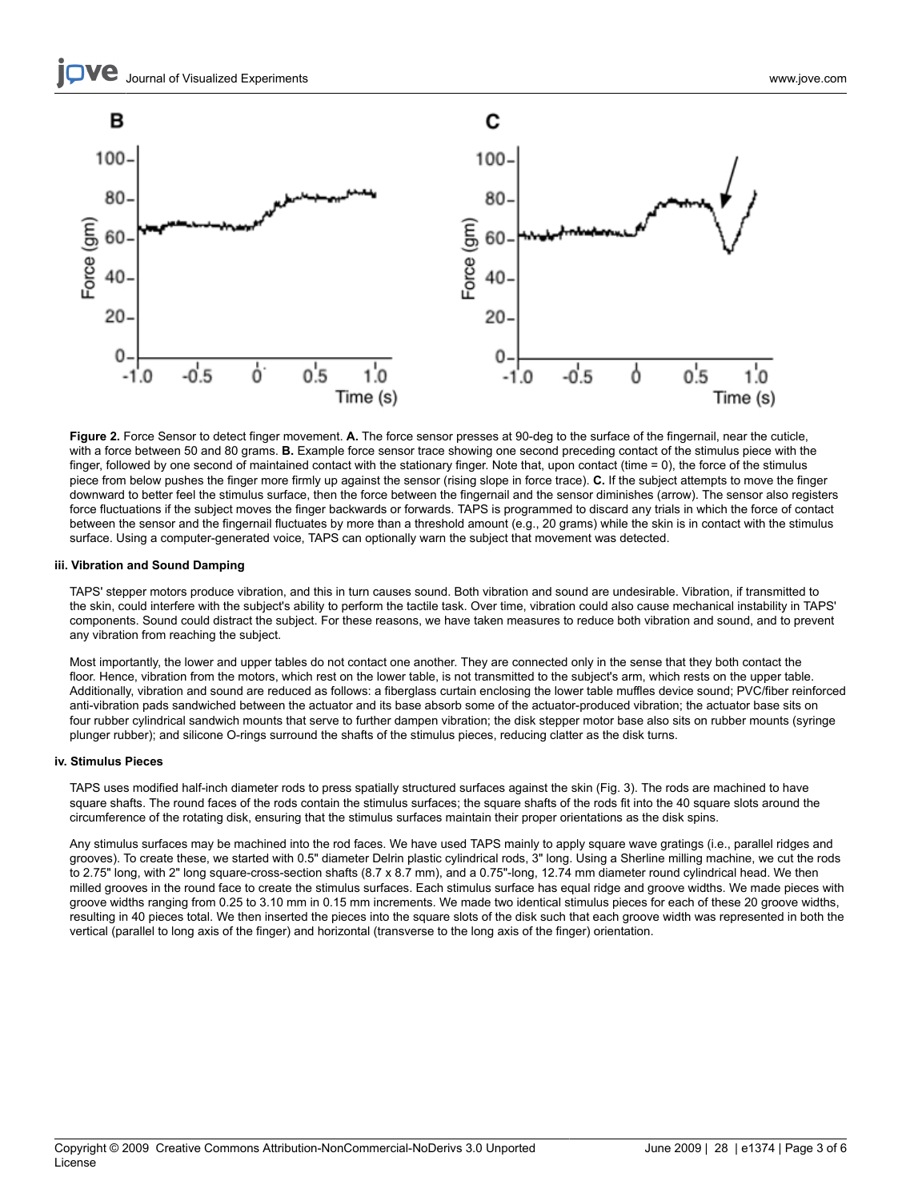B

100
80
60
40
20
0
Force (gm)
-1.0 -0.5 0 0.5 1.0
Time (s)

C

100
80
60
40
20
0
Force (gm)
-1.0 -0.5 0 0.5 1.0
Time (s)

**Figure 2.** Force Sensor to detect finger movement. **A.** The force sensor presses at 90-deg to the surface of the fingernail, near the cuticle, with a force between 50 and 80 grams. **B.** Example force sensor trace showing one second preceding contact of the stimulus piece with the finger, followed by one second of maintained contact with the stationary finger. Note that, upon contact (time = 0), the force of the stimulus piece from below pushes the finger more firmly up against the sensor (rising slope in force trace). **C.** If the subject attempts to move the finger downward to better feel the stimulus surface, then the force between the fingernail and the sensor diminishes (arrow). The sensor also registers force fluctuations if the subject moves the finger backwards or forwards. TAPS is programmed to discard any trials in which the force of contact between the sensor and the fingernail fluctuates by more than a threshold amount (e.g., 20 grams) while the skin is in contact with the stimulus surface. Using a computer-generated voice, TAPS can optionally warn the subject that movement was detected.

#### iii. Vibration and Sound Damping

TAPS' stepper motors produce vibration, and this in turn causes sound. Both vibration and sound are undesirable. Vibration, if transmitted to the skin, could interfere with the subject's ability to perform the tactile task. Over time, vibration could also cause mechanical instability in TAPS' components. Sound could distract the subject. For these reasons, we have taken measures to reduce both vibration and sound, and to prevent any vibration from reaching the subject.

Most importantly, the lower and upper tables do not contact one another. They are connected only in the sense that they both contact the floor. Hence, vibration from the motors, which rest on the lower table, is not transmitted to the subject's arm, which rests on the upper table. Additionally, vibration and sound are reduced as follows: a fiberglass curtain enclosing the lower table muffles device sound; PVC/fiber reinforced anti-vibration pads sandwiched between the actuator and its base absorb some of the actuator-produced vibration; the actuator base sits on four rubber cylindrical sandwich mounts that serve to further dampen vibration; the disk stepper motor base also sits on rubber mounts (syringe plunger rubber); and silicone O-rings surround the shafts of the stimulus pieces, reducing clatter as the disk turns.

#### iv. Stimulus Pieces

TAPS uses modified half-inch diameter rods to press spatially structured surfaces against the skin (Fig. 3). The rods are machined to have square shafts. The round faces of the rods contain the stimulus surfaces; the square shafts of the rods fit into the 40 square slots around the circumference of the rotating disk, ensuring that the stimulus surfaces maintain their proper orientations as the disk spins.

Any stimulus surfaces may be machined into the rod faces. We have used TAPS mainly to apply square wave gratings (i.e., parallel ridges and grooves). To create these, we started with 0.5" diameter Delrin plastic cylindrical rods, 3" long. Using a Sherline milling machine, we cut the rods to 2.75" long, with 2" long square-cross-section shafts (8.7 x 8.7 mm), and a 0.75"-long, 12.74 mm diameter round cylindrical head. We then milled grooves in the round face to create the stimulus surfaces. Each stimulus surface has equal ridge and groove widths. We made pieces with groove widths ranging from 0.25 to 3.10 mm in 0.15 mm increments. We made two identical stimulus pieces for each of these 20 groove widths, resulting in 40 pieces total. We then inserted the pieces into the square slots of the disk such that each groove width was represented in both the vertical (parallel to long axis of the finger) and horizontal (transverse to the long axis of the finger) orientation.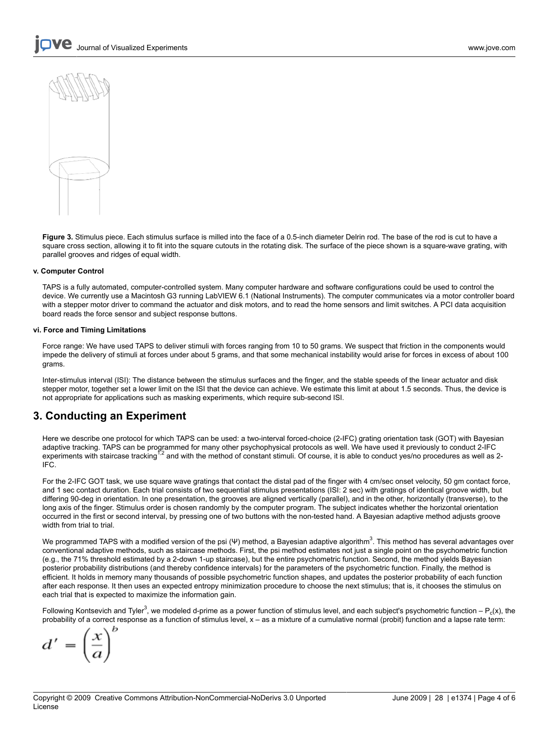**Figure 3.** Stimulus piece. Each stimulus surface is milled into the face of a 0.5-inch diameter Delrin rod. The base of the rod is cut to have a square cross section, allowing it to fit into the square cutouts in the rotating disk. The surface of the piece shown is a square-wave grating, with parallel grooves and ridges of equal width.

#### v. Computer Control

TAPS is a fully automated, computer-controlled system. Many computer hardware and software configurations could be used to control the device. We currently use a Macintosh G3 running LabVIEW 6.1 (National Instruments). The computer communicates via a motor controller board with a stepper motor driver to command the actuator and disk motors, and to read the home sensors and limit switches. A PCI data acquisition board reads the force sensor and subject response buttons.

#### vi. Force and Timing Limitations

Force range: We have used TAPS to deliver stimuli with forces ranging from 10 to 50 grams. We suspect that friction in the components would impede the delivery of stimuli at forces under about 5 grams, and that some mechanical instability would arise for forces in excess of about 100 grams.

Inter-stimulus interval (ISI): The distance between the stimulus surfaces and the finger, and the stable speeds of the linear actuator and disk stepper motor, together set a lower limit on the ISI that the device can achieve. We estimate this limit at about 1.5 seconds. Thus, the device is not appropriate for applications such as masking experiments, which require sub-second ISI.

## 3. Conducting an Experiment

Here we describe one protocol for which TAPS can be used: a two-interval forced-choice (2-IFC) grating orientation task (GOT) with Bayesian adaptive tracking. TAPS can be programmed for many other psychophysical protocols as well. We have used it previously to conduct 2-IFC experiments with staircase tracking[1,2] and with the method of constant stimuli. Of course, it is able to conduct yes/no procedures as well as 2-IFC.

For the 2-IFC GOT task, we use square wave gratings that contact the distal pad of the finger with 4 cm/sec onset velocity, 50 gm contact force, and 1 sec contact duration. Each trial consists of two sequential stimulus presentations (ISI: 2 sec) with gratings of identical groove width, but differing 90-deg in orientation. In one presentation, the grooves are aligned vertically (parallel), and in the other, horizontally (transverse), to the long axis of the finger. Stimulus order is chosen randomly by the computer program. The subject indicates whether the horizontal orientation occurred in the first or second interval, by pressing one of two buttons with the non-tested hand. A Bayesian adaptive method adjusts groove width from trial to trial.

We programmed TAPS with a modified version of the psi (Ψ) method, a Bayesian adaptive algorithm[3]. This method has several advantages over conventional adaptive methods, such as staircase methods. First, the psi method estimates not just a single point on the psychometric function (e.g., the 71% threshold estimated by a 2-down 1-up staircase), but the entire psychometric function. Second, the method yields Bayesian posterior probability distributions (and thereby confidence intervals) for the parameters of the psychometric function. Finally, the method is efficient. It holds in memory many thousands of possible psychometric function shapes, and updates the posterior probability of each function after each response. It then uses an expected entropy minimization procedure to choose the next stimulus; that is, it chooses the stimulus on each trial that is expected to maximize the information gain.

Following Kontsevich and Tyler[3], we modeled d-prime as a power function of stimulus level, and each subject's psychometric function – $P_c(x)$, the probability of a correct response as a function of stimulus level, x – as a mixture of a cumulative normal (probit) function and a lapse rate term:

$$d' = \left(\frac{x}{a}\right)^b$$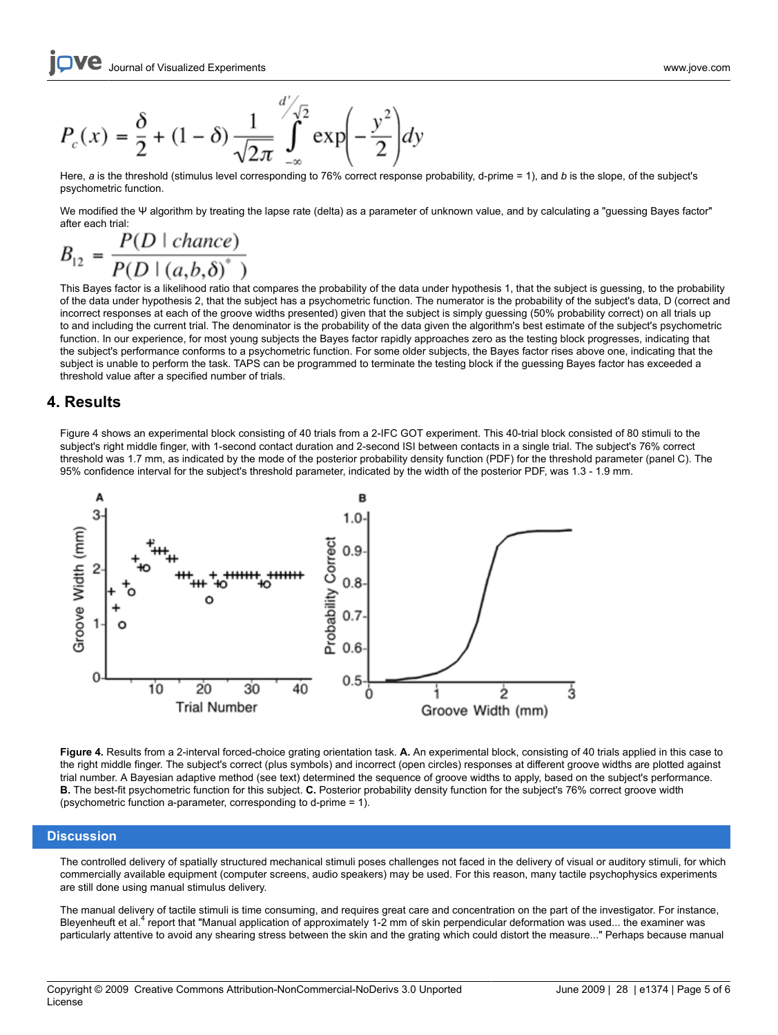$$P_c(x) = \frac{\delta}{2} + (1-\delta)\frac{1}{\sqrt{2\pi}}\int_{-\infty}^{d'/\sqrt{2}} \exp\left(-\frac{y^2}{2}\right)dy$$

Here, *a* is the threshold (stimulus level corresponding to 76% correct response probability, d-prime = 1), and *b* is the slope, of the subject's psychometric function.

We modified the Ψ algorithm by treating the lapse rate (delta) as a parameter of unknown value, and by calculating a "guessing Bayes factor" after each trial:

$$B_{12} = \frac{P(D \mid chance)}{P(D \mid (a,b,\delta)^{*})}$$

This Bayes factor is a likelihood ratio that compares the probability of the data under hypothesis 1, that the subject is guessing, to the probability of the data under hypothesis 2, that the subject has a psychometric function. The numerator is the probability of the subject's data, D (correct and incorrect responses at each of the groove widths presented) given that the subject is simply guessing (50% probability correct) on all trials up to and including the current trial. The denominator is the probability of the data given the algorithm's best estimate of the subject's psychometric function. In our experience, for most young subjects the Bayes factor rapidly approaches zero as the testing block progresses, indicating that the subject's performance conforms to a psychometric function. For some older subjects, the Bayes factor rises above one, indicating that the subject is unable to perform the task. TAPS can be programmed to terminate the testing block if the guessing Bayes factor has exceeded a threshold value after a specified number of trials.

## 4. Results

Figure 4 shows an experimental block consisting of 40 trials from a 2-IFC GOT experiment. This 40-trial block consisted of 80 stimuli to the subject's right middle finger, with 1-second contact duration and 2-second ISI between contacts in a single trial. The subject's 76% correct threshold was 1.7 mm, as indicated by the mode of the posterior probability density function (PDF) for the threshold parameter (panel C). The 95% confidence interval for the subject's threshold parameter, indicated by the width of the posterior PDF, was 1.3 - 1.9 mm.

**Figure 4.** Results from a 2-interval forced-choice grating orientation task. **A.** An experimental block, consisting of 40 trials applied in this case to the right middle finger. The subject's correct (plus symbols) and incorrect (open circles) responses at different groove widths are plotted against trial number. A Bayesian adaptive method (see text) determined the sequence of groove widths to apply, based on the subject's performance. **B.** The best-fit psychometric function for this subject. **C.** Posterior probability density function for the subject's 76% correct groove width (psychometric function a-parameter, corresponding to d-prime = 1).

## Discussion

The controlled delivery of spatially structured mechanical stimuli poses challenges not faced in the delivery of visual or auditory stimuli, for which commercially available equipment (computer screens, audio speakers) may be used. For this reason, many tactile psychophysics experiments are still done using manual stimulus delivery.

The manual delivery of tactile stimuli is time consuming, and requires great care and concentration on the part of the investigator. For instance, Bleyenheuft et al.[4] report that "Manual application of approximately 1-2 mm of skin perpendicular deformation was used... the examiner was particularly attentive to avoid any shearing stress between the skin and the grating which could distort the measure..." Perhaps because manual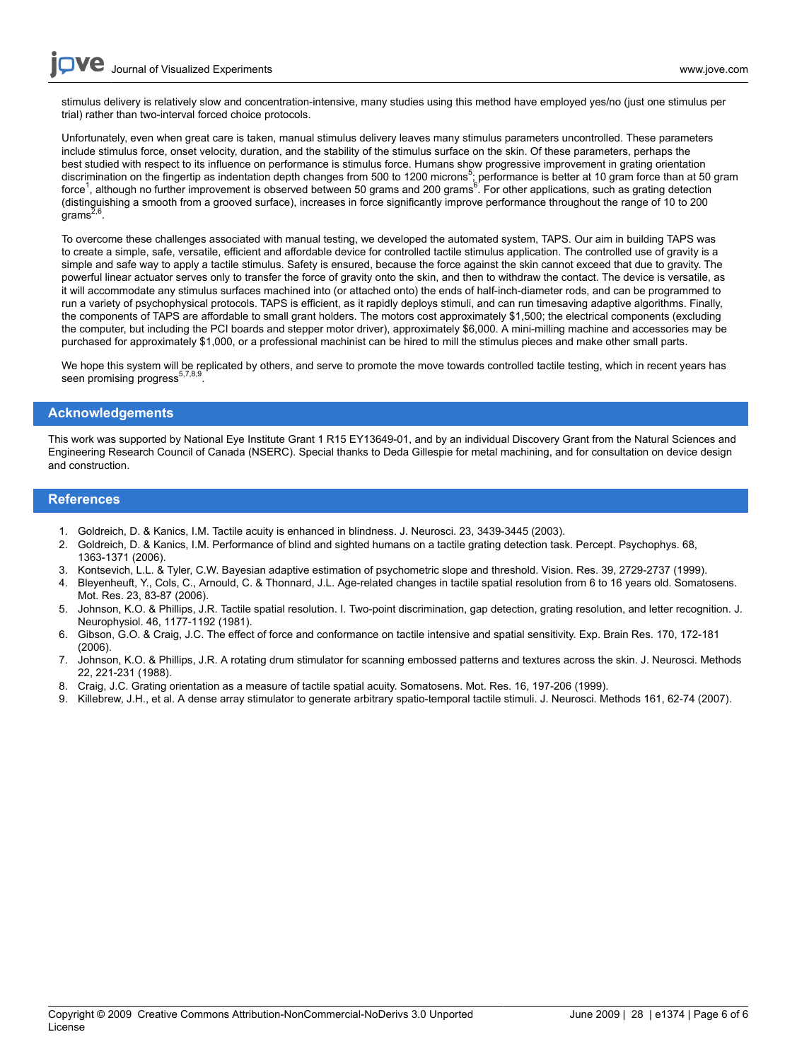stimulus delivery is relatively slow and concentration-intensive, many studies using this method have employed yes/no (just one stimulus per trial) rather than two-interval forced choice protocols.

Unfortunately, even when great care is taken, manual stimulus delivery leaves many stimulus parameters uncontrolled. These parameters include stimulus force, onset velocity, duration, and the stability of the stimulus surface on the skin. Of these parameters, perhaps the best studied with respect to its influence on performance is stimulus force. Humans show progressive improvement in grating orientation discrimination on the fingertip as indentation depth changes from 500 to 1200 microns[5]; performance is better at 10 gram force than at 50 gram force[1], although no further improvement is observed between 50 grams and 200 grams[6]. For other applications, such as grating detection (distinguishing a smooth from a grooved surface), increases in force significantly improve performance throughout the range of 10 to 200 grams[2,6].

To overcome these challenges associated with manual testing, we developed the automated system, TAPS. Our aim in building TAPS was to create a simple, safe, versatile, efficient and affordable device for controlled tactile stimulus application. The controlled use of gravity is a simple and safe way to apply a tactile stimulus. Safety is ensured, because the force against the skin cannot exceed that due to gravity. The powerful linear actuator serves only to transfer the force of gravity onto the skin, and then to withdraw the contact. The device is versatile, as it will accommodate any stimulus surfaces machined into (or attached onto) the ends of half-inch-diameter rods, and can be programmed to run a variety of psychophysical protocols. TAPS is efficient, as it rapidly deploys stimuli, and can run timesaving adaptive algorithms. Finally, the components of TAPS are affordable to small grant holders. The motors cost approximately $1,500; the electrical components (excluding the computer, but including the PCI boards and stepper motor driver), approximately $6,000. A mini-milling machine and accessories may be purchased for approximately $1,000, or a professional machinist can be hired to mill the stimulus pieces and make other small parts.

We hope this system will be replicated by others, and serve to promote the move towards controlled tactile testing, which in recent years has seen promising progress[5,7,8,9].

## Acknowledgements

This work was supported by National Eye Institute Grant 1 R15 EY13649-01, and by an individual Discovery Grant from the Natural Sciences and Engineering Research Council of Canada (NSERC). Special thanks to Deda Gillespie for metal machining, and for consultation on device design and construction.

## References

1. Goldreich, D. & Kanics, I.M. Tactile acuity is enhanced in blindness. J. Neurosci. 23, 3439-3445 (2003).
2. Goldreich, D. & Kanics, I.M. Performance of blind and sighted humans on a tactile grating detection task. Percept. Psychophys. 68, 1363-1371 (2006).
3. Kontsevich, L.L. & Tyler, C.W. Bayesian adaptive estimation of psychometric slope and threshold. Vision. Res. 39, 2729-2737 (1999).
4. Bleyenheuft, Y., Cols, C., Arnould, C. & Thonnard, J.L. Age-related changes in tactile spatial resolution from 6 to 16 years old. Somatosens. Mot. Res. 23, 83-87 (2006).
5. Johnson, K.O. & Phillips, J.R. Tactile spatial resolution. I. Two-point discrimination, gap detection, grating resolution, and letter recognition. J. Neurophysiol. 46, 1177-1192 (1981).
6. Gibson, G.O. & Craig, J.C. The effect of force and conformance on tactile intensive and spatial sensitivity. Exp. Brain Res. 170, 172-181 (2006).
7. Johnson, K.O. & Phillips, J.R. A rotating drum stimulator for scanning embossed patterns and textures across the skin. J. Neurosci. Methods 22, 221-231 (1988).
8. Craig, J.C. Grating orientation as a measure of tactile spatial acuity. Somatosens. Mot. Res. 16, 197-206 (1999).
9. Killebrew, J.H., et al. A dense array stimulator to generate arbitrary spatio-temporal tactile stimuli. J. Neurosci. Methods 161, 62-74 (2007).